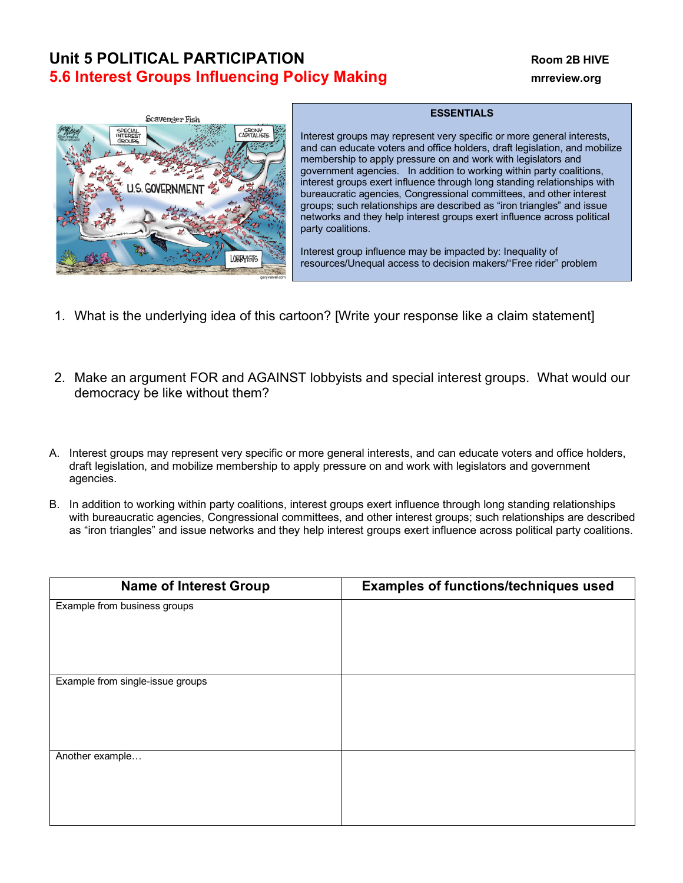# Unit 5 POLITICAL PARTICIPATION

## 5.6 Interest Groups Influencing Policy Making

**Room 2B HIVE**
**mrreview.org**

**ESSENTIALS**

Interest groups may represent very specific or more general interests, and can educate voters and office holders, draft legislation, and mobilize membership to apply pressure on and work with legislators and government agencies. In addition to working within party coalitions, interest groups exert influence through long standing relationships with bureaucratic agencies, Congressional committees, and other interest groups; such relationships are described as "iron triangles" and issue networks and they help interest groups exert influence across political party coalitions.

Interest group influence may be impacted by: Inequality of resources/Unequal access to decision makers/"Free rider" problem

1. What is the underlying idea of this cartoon? [Write your response like a claim statement]

2. Make an argument FOR and AGAINST lobbyists and special interest groups. What would our democracy be like without them?

A. Interest groups may represent very specific or more general interests, and can educate voters and office holders, draft legislation, and mobilize membership to apply pressure on and work with legislators and government agencies.

B. In addition to working within party coalitions, interest groups exert influence through long standing relationships with bureaucratic agencies, Congressional committees, and other interest groups; such relationships are described as "iron triangles" and issue networks and they help interest groups exert influence across political party coalitions.

| Name of Interest Group | Examples of functions/techniques used |
|---|---|
| Example from business groups | |
| Example from single-issue groups | |
| Another example… | |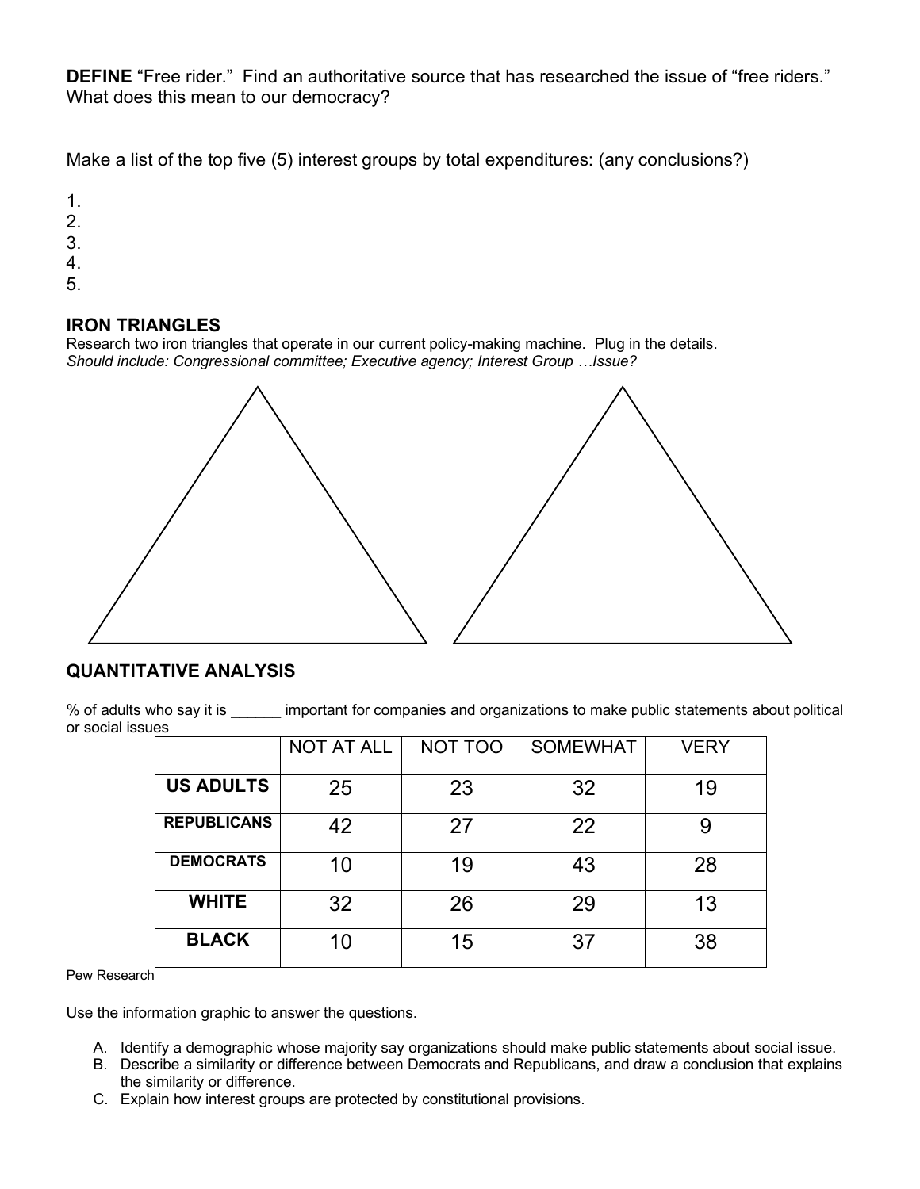**DEFINE** "Free rider." Find an authoritative source that has researched the issue of "free riders." What does this mean to our democracy?

Make a list of the top five (5) interest groups by total expenditures: (any conclusions?)

1.
2.
3.
4.
5.

### IRON TRIANGLES

Research two iron triangles that operate in our current policy-making machine. Plug in the details.
*Should include: Congressional committee; Executive agency; Interest Group …Issue?*

### QUANTITATIVE ANALYSIS

% of adults who say it is ______ important for companies and organizations to make public statements about political or social issues

| | NOT AT ALL | NOT TOO | SOMEWHAT | VERY |
|---|---|---|---|---|
| **US ADULTS** | 25 | 23 | 32 | 19 |
| **REPUBLICANS** | 42 | 27 | 22 | 9 |
| **DEMOCRATS** | 10 | 19 | 43 | 28 |
| **WHITE** | 32 | 26 | 29 | 13 |
| **BLACK** | 10 | 15 | 37 | 38 |

Pew Research

Use the information graphic to answer the questions.

A. Identify a demographic whose majority say organizations should make public statements about social issue.
B. Describe a similarity or difference between Democrats and Republicans, and draw a conclusion that explains the similarity or difference.
C. Explain how interest groups are protected by constitutional provisions.